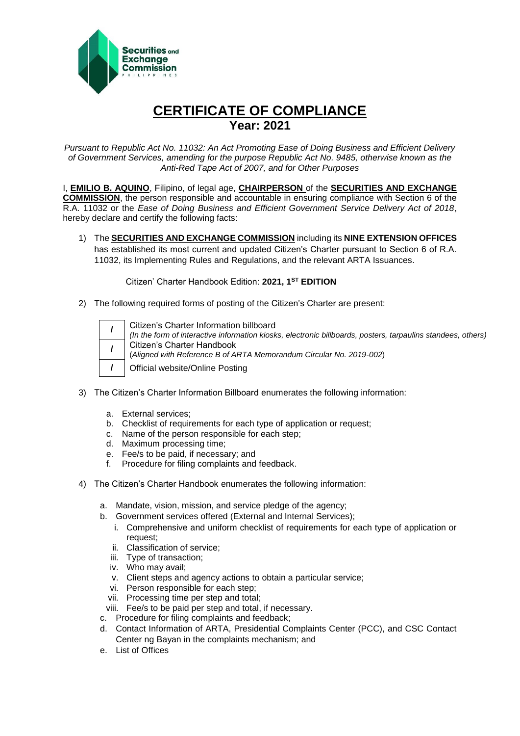# CERTIFICATE OF COMPLIANCE

## Year: 2021

*Pursuant to Republic Act No. 11032: An Act Promoting Ease of Doing Business and Efficient Delivery of Government Services, amending for the purpose Republic Act No. 9485, otherwise known as the Anti-Red Tape Act of 2007, and for Other Purposes*

I, **EMILIO B. AQUINO**, Filipino, of legal age, **CHAIRPERSON** of the **SECURITIES AND EXCHANGE COMMISSION**, the person responsible and accountable in ensuring compliance with Section 6 of the R.A. 11032 or the *Ease of Doing Business and Efficient Government Service Delivery Act of 2018*, hereby declare and certify the following facts:

1) The **SECURITIES AND EXCHANGE COMMISSION** including its **NINE EXTENSION OFFICES** has established its most current and updated Citizen's Charter pursuant to Section 6 of R.A. 11032, its Implementing Rules and Regulations, and the relevant ARTA Issuances.

   Citizen' Charter Handbook Edition: **2021, 1ST EDITION**

2) The following required forms of posting of the Citizen's Charter are present:

| | |
|---|---|
| / | Citizen's Charter Information billboard *(In the form of interactive information kiosks, electronic billboards, posters, tarpaulins standees, others)* |
| / | Citizen's Charter Handbook (*Aligned with Reference B of ARTA Memorandum Circular No. 2019-002*) |
| / | Official website/Online Posting |

3) The Citizen's Charter Information Billboard enumerates the following information:

   a. External services;
   b. Checklist of requirements for each type of application or request;
   c. Name of the person responsible for each step;
   d. Maximum processing time;
   e. Fee/s to be paid, if necessary; and
   f. Procedure for filing complaints and feedback.

4) The Citizen's Charter Handbook enumerates the following information:

   a. Mandate, vision, mission, and service pledge of the agency;
   b. Government services offered (External and Internal Services);
      i. Comprehensive and uniform checklist of requirements for each type of application or request;
      ii. Classification of service;
      iii. Type of transaction;
      iv. Who may avail;
      v. Client steps and agency actions to obtain a particular service;
      vi. Person responsible for each step;
      vii. Processing time per step and total;
      viii. Fee/s to be paid per step and total, if necessary.
   c. Procedure for filing complaints and feedback;
   d. Contact Information of ARTA, Presidential Complaints Center (PCC), and CSC Contact Center ng Bayan in the complaints mechanism; and
   e. List of Offices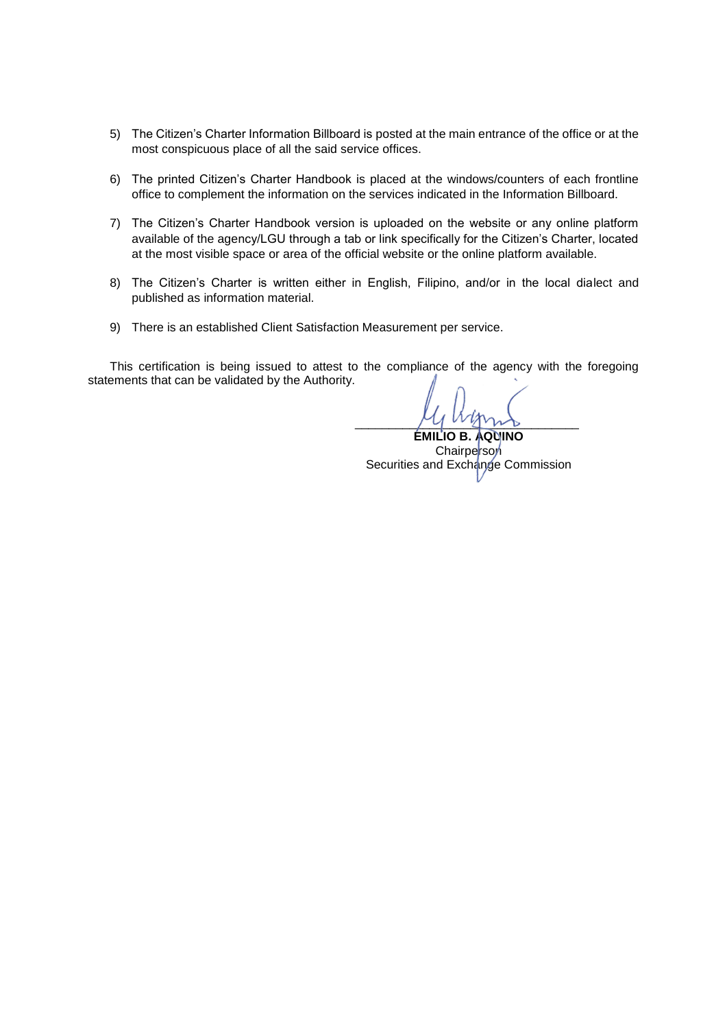5) The Citizen's Charter Information Billboard is posted at the main entrance of the office or at the most conspicuous place of all the said service offices.

6) The printed Citizen's Charter Handbook is placed at the windows/counters of each frontline office to complement the information on the services indicated in the Information Billboard.

7) The Citizen's Charter Handbook version is uploaded on the website or any online platform available of the agency/LGU through a tab or link specifically for the Citizen's Charter, located at the most visible space or area of the official website or the online platform available.

8) The Citizen's Charter is written either in English, Filipino, and/or in the local dialect and published as information material.

9) There is an established Client Satisfaction Measurement per service.

This certification is being issued to attest to the compliance of the agency with the foregoing statements that can be validated by the Authority.

**EMILIO B. AQUINO**
Chairperson
Securities and Exchange Commission